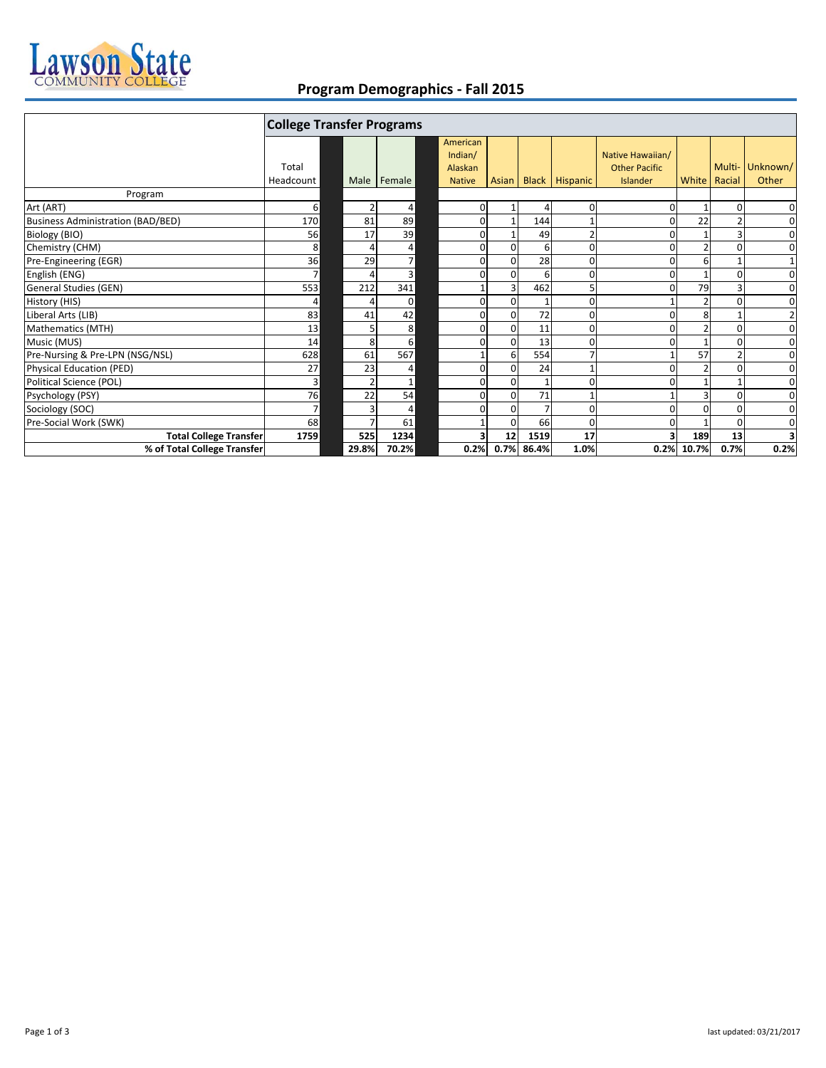## Program Demographics - Fall 2015

| | College Transfer Programs | | | | | | | | | | |
|---|---|---|---|---|---|---|---|---|---|---|---|
| | Total Headcount | Male | Female | American Indian/ Alaskan Native | Asian | Black | Hispanic | Native Hawaiian/ Other Pacific Islander | White | Multi-Racial | Unknown/ Other |
| Program | | | | | | | | | | | |
| Art (ART) | 6 | 2 | 4 | 0 | 1 | 4 | 0 | 0 | 1 | 0 | 0 |
| Business Administration (BAD/BED) | 170 | 81 | 89 | 0 | 1 | 144 | 1 | 0 | 22 | 2 | 0 |
| Biology (BIO) | 56 | 17 | 39 | 0 | 1 | 49 | 2 | 0 | 1 | 3 | 0 |
| Chemistry (CHM) | 8 | 4 | 4 | 0 | 0 | 6 | 0 | 0 | 2 | 0 | 0 |
| Pre-Engineering (EGR) | 36 | 29 | 7 | 0 | 0 | 28 | 0 | 0 | 6 | 1 | 1 |
| English (ENG) | 7 | 4 | 3 | 0 | 0 | 6 | 0 | 0 | 1 | 0 | 0 |
| General Studies (GEN) | 553 | 212 | 341 | 1 | 3 | 462 | 5 | 0 | 79 | 3 | 0 |
| History (HIS) | 4 | 4 | 0 | 0 | 0 | 1 | 0 | 1 | 2 | 0 | 0 |
| Liberal Arts (LIB) | 83 | 41 | 42 | 0 | 0 | 72 | 0 | 0 | 8 | 1 | 2 |
| Mathematics (MTH) | 13 | 5 | 8 | 0 | 0 | 11 | 0 | 0 | 2 | 0 | 0 |
| Music (MUS) | 14 | 8 | 6 | 0 | 0 | 13 | 0 | 0 | 1 | 0 | 0 |
| Pre-Nursing & Pre-LPN (NSG/NSL) | 628 | 61 | 567 | 1 | 6 | 554 | 7 | 1 | 57 | 2 | 0 |
| Physical Education (PED) | 27 | 23 | 4 | 0 | 0 | 24 | 1 | 0 | 2 | 0 | 0 |
| Political Science (POL) | 3 | 2 | 1 | 0 | 0 | 1 | 0 | 0 | 1 | 1 | 0 |
| Psychology (PSY) | 76 | 22 | 54 | 0 | 0 | 71 | 1 | 1 | 3 | 0 | 0 |
| Sociology (SOC) | 7 | 3 | 4 | 0 | 0 | 7 | 0 | 0 | 0 | 0 | 0 |
| Pre-Social Work (SWK) | 68 | 7 | 61 | 1 | 0 | 66 | 0 | 0 | 1 | 0 | 0 |
| **Total College Transfer** | **1759** | **525** | **1234** | **3** | **12** | **1519** | **17** | **3** | **189** | **13** | **3** |
| **% of Total College Transfer** | | **29.8%** | **70.2%** | **0.2%** | **0.7%** | **86.4%** | **1.0%** | **0.2%** | **10.7%** | **0.7%** | **0.2%** |

last updated: 03/21/2017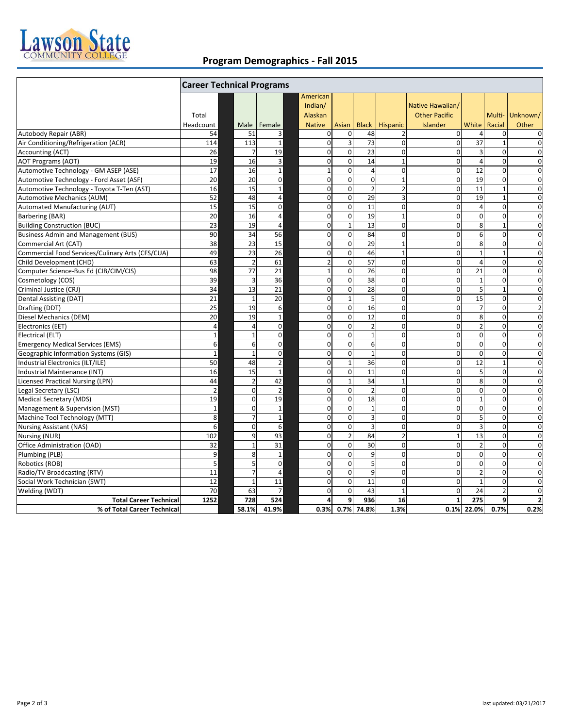Lawson State COMMUNITY COLLEGE

## Program Demographics - Fall 2015

| | Career Technical Programs | | | | | | | | | | |
|---|---|---|---|---|---|---|---|---|---|---|---|
| | Total Headcount | Male | Female | American Indian/ Alaskan Native | Asian | Black | Hispanic | Native Hawaiian/ Other Pacific Islander | White | Multi-Racial | Unknown/ Other |
| Autobody Repair (ABR) | 54 | 51 | 3 | 0 | 0 | 48 | 2 | 0 | 4 | 0 | 0 |
| Air Conditioning/Refrigeration (ACR) | 114 | 113 | 1 | 0 | 3 | 73 | 0 | 0 | 37 | 1 | 0 |
| Accounting (ACT) | 26 | 7 | 19 | 0 | 0 | 23 | 0 | 0 | 3 | 0 | 0 |
| AOT Programs (AOT) | 19 | 16 | 3 | 0 | 0 | 14 | 1 | 0 | 4 | 0 | 0 |
| Automotive Technology - GM ASEP (ASE) | 17 | 16 | 1 | 1 | 0 | 4 | 0 | 0 | 12 | 0 | 0 |
| Automotive Technology - Ford Asset (ASF) | 20 | 20 | 0 | 0 | 0 | 0 | 1 | 0 | 19 | 0 | 0 |
| Automotive Technology - Toyota T-Ten (AST) | 16 | 15 | 1 | 0 | 0 | 2 | 2 | 0 | 11 | 1 | 0 |
| Automotive Mechanics (AUM) | 52 | 48 | 4 | 0 | 0 | 29 | 3 | 0 | 19 | 1 | 0 |
| Automated Manufacturing (AUT) | 15 | 15 | 0 | 0 | 0 | 11 | 0 | 0 | 4 | 0 | 0 |
| Barbering (BAR) | 20 | 16 | 4 | 0 | 0 | 19 | 1 | 0 | 0 | 0 | 0 |
| Building Construction (BUC) | 23 | 19 | 4 | 0 | 1 | 13 | 0 | 0 | 8 | 1 | 0 |
| Business Admin and Management (BUS) | 90 | 34 | 56 | 0 | 0 | 84 | 0 | 0 | 6 | 0 | 0 |
| Commercial Art (CAT) | 38 | 23 | 15 | 0 | 0 | 29 | 1 | 0 | 8 | 0 | 0 |
| Commercial Food Services/Culinary Arts (CFS/CUA) | 49 | 23 | 26 | 0 | 0 | 46 | 1 | 0 | 1 | 1 | 0 |
| Child Development (CHD) | 63 | 2 | 61 | 2 | 0 | 57 | 0 | 0 | 4 | 0 | 0 |
| Computer Science-Bus Ed (CIB/CIM/CIS) | 98 | 77 | 21 | 1 | 0 | 76 | 0 | 0 | 21 | 0 | 0 |
| Cosmetology (COS) | 39 | 3 | 36 | 0 | 0 | 38 | 0 | 0 | 1 | 0 | 0 |
| Criminal Justice (CRJ) | 34 | 13 | 21 | 0 | 0 | 28 | 0 | 0 | 5 | 1 | 0 |
| Dental Assisting (DAT) | 21 | 1 | 20 | 0 | 1 | 5 | 0 | 0 | 15 | 0 | 0 |
| Drafting (DDT) | 25 | 19 | 6 | 0 | 0 | 16 | 0 | 0 | 7 | 0 | 2 |
| Diesel Mechanics (DEM) | 20 | 19 | 1 | 0 | 0 | 12 | 0 | 0 | 8 | 0 | 0 |
| Electronics (EET) | 4 | 4 | 0 | 0 | 0 | 2 | 0 | 0 | 2 | 0 | 0 |
| Electrical (ELT) | 1 | 1 | 0 | 0 | 0 | 1 | 0 | 0 | 0 | 0 | 0 |
| Emergency Medical Services (EMS) | 6 | 6 | 0 | 0 | 0 | 6 | 0 | 0 | 0 | 0 | 0 |
| Geographic Information Systems (GIS) | 1 | 1 | 0 | 0 | 0 | 1 | 0 | 0 | 0 | 0 | 0 |
| Industrial Electronics (ILT/ILE) | 50 | 48 | 2 | 0 | 1 | 36 | 0 | 0 | 12 | 1 | 0 |
| Industrial Maintenance (INT) | 16 | 15 | 1 | 0 | 0 | 11 | 0 | 0 | 5 | 0 | 0 |
| Licensed Practical Nursing (LPN) | 44 | 2 | 42 | 0 | 1 | 34 | 1 | 0 | 8 | 0 | 0 |
| Legal Secretary (LSC) | 2 | 0 | 2 | 0 | 0 | 2 | 0 | 0 | 0 | 0 | 0 |
| Medical Secretary (MDS) | 19 | 0 | 19 | 0 | 0 | 18 | 0 | 0 | 1 | 0 | 0 |
| Management & Supervision (MST) | 1 | 0 | 1 | 0 | 0 | 1 | 0 | 0 | 0 | 0 | 0 |
| Machine Tool Technology (MTT) | 8 | 7 | 1 | 0 | 0 | 3 | 0 | 0 | 5 | 0 | 0 |
| Nursing Assistant (NAS) | 6 | 0 | 6 | 0 | 0 | 3 | 0 | 0 | 3 | 0 | 0 |
| Nursing (NUR) | 102 | 9 | 93 | 0 | 2 | 84 | 2 | 1 | 13 | 0 | 0 |
| Office Administration (OAD) | 32 | 1 | 31 | 0 | 0 | 30 | 0 | 0 | 2 | 0 | 0 |
| Plumbing (PLB) | 9 | 8 | 1 | 0 | 0 | 9 | 0 | 0 | 0 | 0 | 0 |
| Robotics (ROB) | 5 | 5 | 0 | 0 | 0 | 5 | 0 | 0 | 0 | 0 | 0 |
| Radio/TV Broadcasting (RTV) | 11 | 7 | 4 | 0 | 0 | 9 | 0 | 0 | 2 | 0 | 0 |
| Social Work Technician (SWT) | 12 | 1 | 11 | 0 | 0 | 11 | 0 | 0 | 1 | 0 | 0 |
| Welding (WDT) | 70 | 63 | 7 | 0 | 0 | 43 | 1 | 0 | 24 | 2 | 0 |
| **Total Career Technical** | **1252** | **728** | **524** | **4** | **9** | **936** | **16** | **1** | **275** | **9** | **2** |
| **% of Total Career Technical** | | **58.1%** | **41.9%** | **0.3%** | **0.7%** | **74.8%** | **1.3%** | **0.1%** | **22.0%** | **0.7%** | **0.2%** |

last updated: 03/21/2017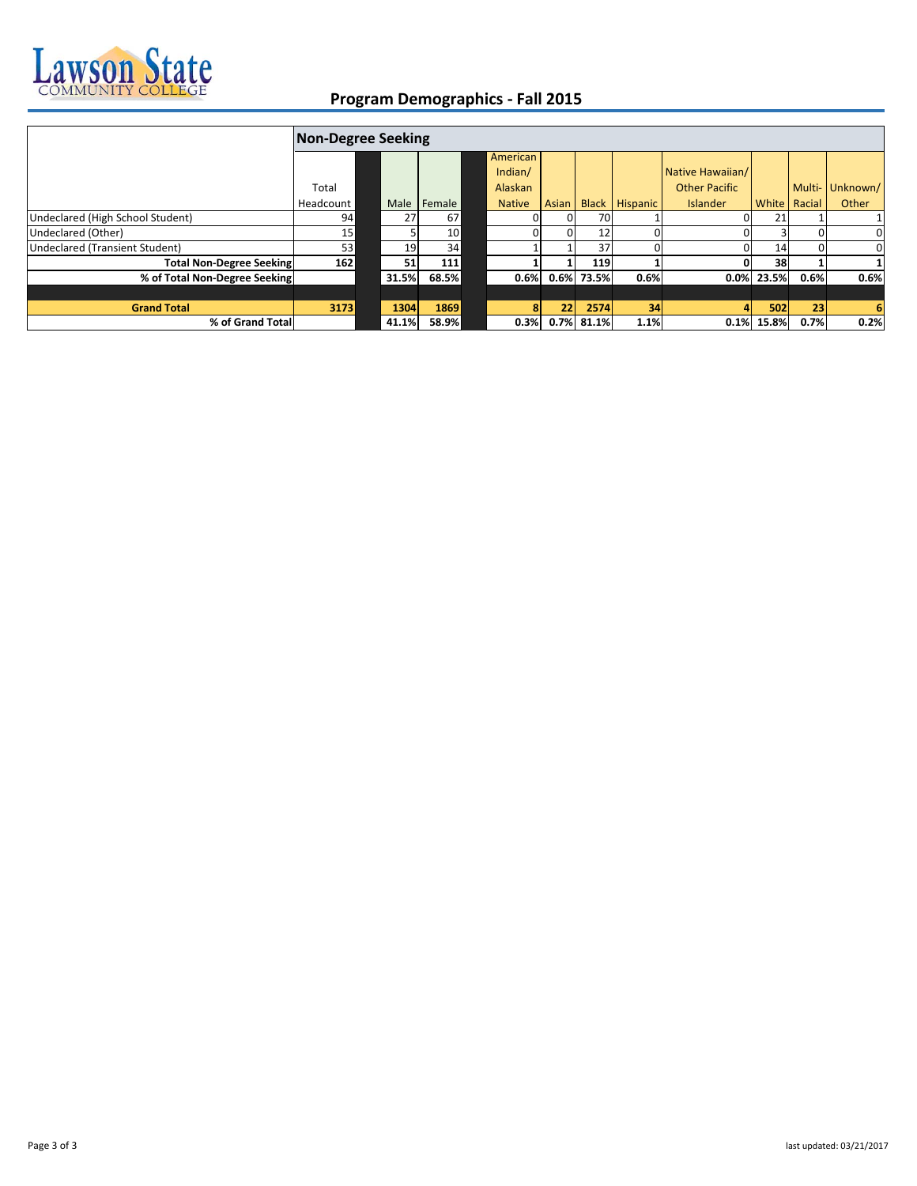# Program Demographics - Fall 2015

| | Non-Degree Seeking | | | | | | | | | | |
|---|---|---|---|---|---|---|---|---|---|---|---|
| | Total Headcount | Male | Female | American Indian/ Alaskan Native | Asian | Black | Hispanic | Native Hawaiian/ Other Pacific Islander | White | Multi-Racial | Unknown/ Other |
| Undeclared (High School Student) | 94 | 27 | 67 | 0 | 0 | 70 | 1 | 0 | 21 | 1 | 1 |
| Undeclared (Other) | 15 | 5 | 10 | 0 | 0 | 12 | 0 | 0 | 3 | 0 | 0 |
| Undeclared (Transient Student) | 53 | 19 | 34 | 1 | 1 | 37 | 0 | 0 | 14 | 0 | 0 |
| **Total Non-Degree Seeking** | **162** | **51** | **111** | **1** | **1** | **119** | **1** | **0** | **38** | **1** | **1** |
| **% of Total Non-Degree Seeking** | | **31.5%** | **68.5%** | **0.6%** | **0.6%** | **73.5%** | **0.6%** | **0.0%** | **23.5%** | **0.6%** | **0.6%** |
| | | | | | | | | | | | |
| **Grand Total** | **3173** | **1304** | **1869** | **8** | **22** | **2574** | **34** | **4** | **502** | **23** | **6** |
| **% of Grand Total** | | **41.1%** | **58.9%** | **0.3%** | **0.7%** | **81.1%** | **1.1%** | **0.1%** | **15.8%** | **0.7%** | **0.2%** |

last updated: 03/21/2017